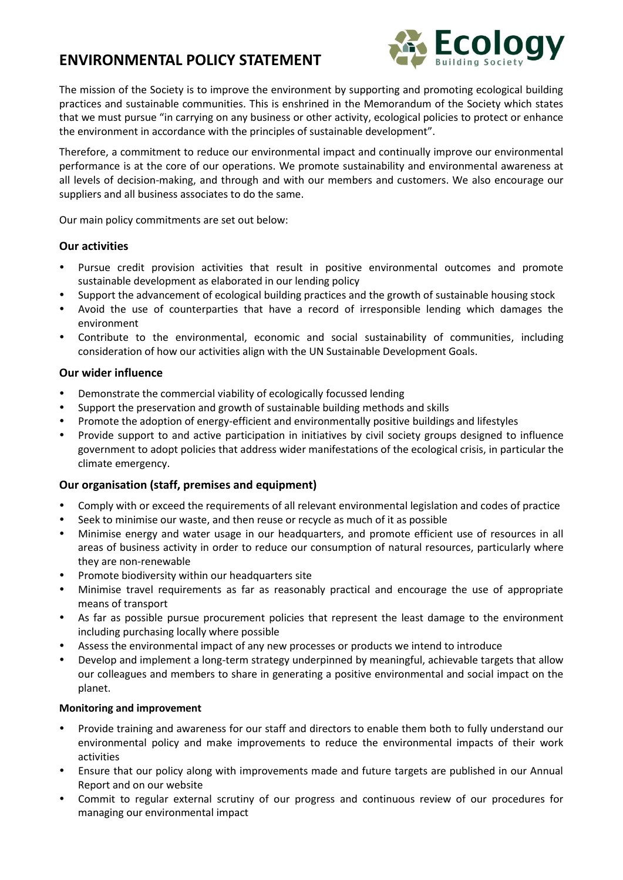# ENVIRONMENTAL POLICY STATEMENT

The mission of the Society is to improve the environment by supporting and promoting ecological building practices and sustainable communities. This is enshrined in the Memorandum of the Society which states that we must pursue "in carrying on any business or other activity, ecological policies to protect or enhance the environment in accordance with the principles of sustainable development".

Therefore, a commitment to reduce our environmental impact and continually improve our environmental performance is at the core of our operations. We promote sustainability and environmental awareness at all levels of decision-making, and through and with our members and customers. We also encourage our suppliers and all business associates to do the same.

Our main policy commitments are set out below:

## Our activities

- Pursue credit provision activities that result in positive environmental outcomes and promote sustainable development as elaborated in our lending policy
- Support the advancement of ecological building practices and the growth of sustainable housing stock
- Avoid the use of counterparties that have a record of irresponsible lending which damages the environment
- Contribute to the environmental, economic and social sustainability of communities, including consideration of how our activities align with the UN Sustainable Development Goals.

## Our wider influence

- Demonstrate the commercial viability of ecologically focussed lending
- Support the preservation and growth of sustainable building methods and skills
- Promote the adoption of energy-efficient and environmentally positive buildings and lifestyles
- Provide support to and active participation in initiatives by civil society groups designed to influence government to adopt policies that address wider manifestations of the ecological crisis, in particular the climate emergency.

## Our organisation (staff, premises and equipment)

- Comply with or exceed the requirements of all relevant environmental legislation and codes of practice
- Seek to minimise our waste, and then reuse or recycle as much of it as possible
- Minimise energy and water usage in our headquarters, and promote efficient use of resources in all areas of business activity in order to reduce our consumption of natural resources, particularly where they are non-renewable
- Promote biodiversity within our headquarters site
- Minimise travel requirements as far as reasonably practical and encourage the use of appropriate means of transport
- As far as possible pursue procurement policies that represent the least damage to the environment including purchasing locally where possible
- Assess the environmental impact of any new processes or products we intend to introduce
- Develop and implement a long-term strategy underpinned by meaningful, achievable targets that allow our colleagues and members to share in generating a positive environmental and social impact on the planet.

### Monitoring and improvement

- Provide training and awareness for our staff and directors to enable them both to fully understand our environmental policy and make improvements to reduce the environmental impacts of their work activities
- Ensure that our policy along with improvements made and future targets are published in our Annual Report and on our website
- Commit to regular external scrutiny of our progress and continuous review of our procedures for managing our environmental impact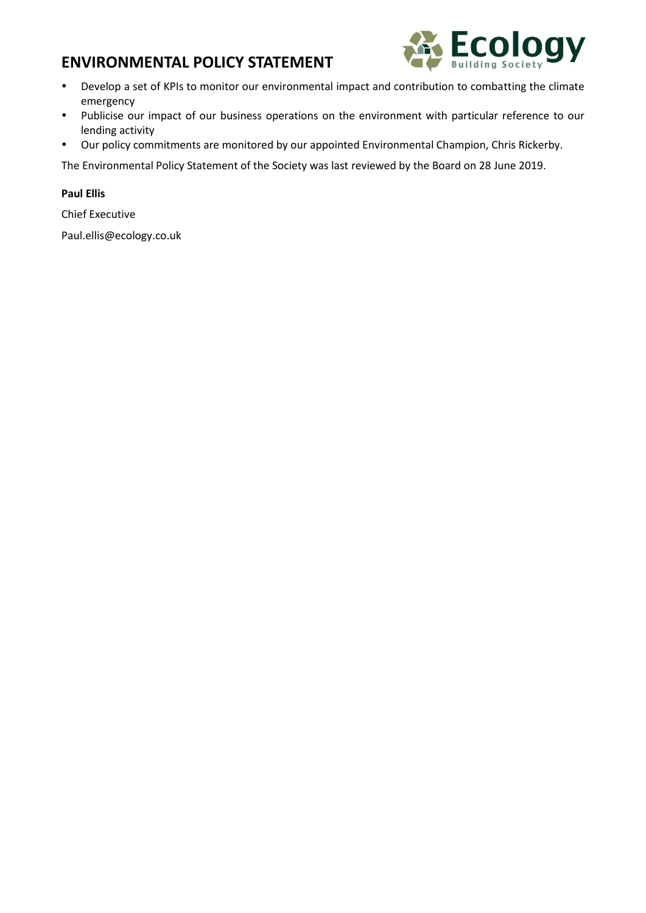# ENVIRONMENTAL POLICY STATEMENT

- Develop a set of KPIs to monitor our environmental impact and contribution to combatting the climate emergency
- Publicise our impact of our business operations on the environment with particular reference to our lending activity
- Our policy commitments are monitored by our appointed Environmental Champion, Chris Rickerby.

The Environmental Policy Statement of the Society was last reviewed by the Board on 28 June 2019.

**Paul Ellis**

Chief Executive

Paul.ellis@ecology.co.uk